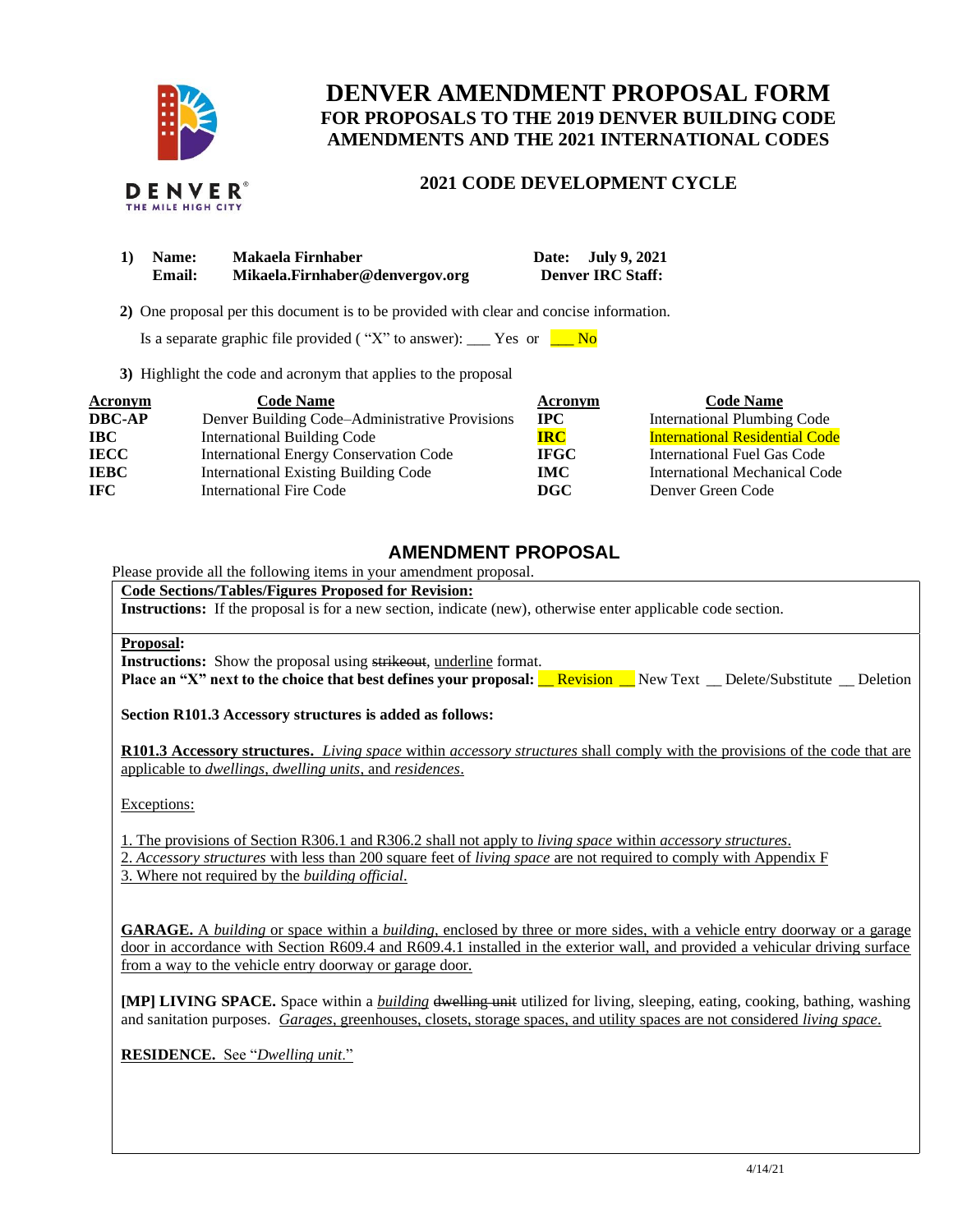# DENVER AMENDMENT PROPOSAL FORM

## FOR PROPOSALS TO THE 2019 DENVER BUILDING CODE AMENDMENTS AND THE 2021 INTERNATIONAL CODES

### 2021 CODE DEVELOPMENT CYCLE

**1) Name:** **Makaela Firnhaber** **Date: July 9, 2021**
**Email:** **Mikaela.Firnhaber@denvergov.org** **Denver IRC Staff:**

**2)** One proposal per this document is to be provided with clear and concise information.

Is a separate graphic file provided ( "X" to answer): ___ Yes or ___ No

**3)** Highlight the code and acronym that applies to the proposal

| Acronym | Code Name | Acronym | Code Name |
|---|---|---|---|
| **DBC-AP** | Denver Building Code–Administrative Provisions | **IPC** | International Plumbing Code |
| **IBC** | International Building Code | **IRC** | International Residential Code |
| **IECC** | International Energy Conservation Code | **IFGC** | International Fuel Gas Code |
| **IEBC** | International Existing Building Code | **IMC** | International Mechanical Code |
| **IFC** | International Fire Code | **DGC** | Denver Green Code |

## AMENDMENT PROPOSAL

Please provide all the following items in your amendment proposal.

**Code Sections/Tables/Figures Proposed for Revision:**

**Instructions:** If the proposal is for a new section, indicate (new), otherwise enter applicable code section.

**Proposal:**

**Instructions:** Show the proposal using ~~strikeout~~, underline format.

**Place an "X" next to the choice that best defines your proposal:** __ Revision __ New Text __ Delete/Substitute __ Deletion

**Section R101.3 Accessory structures is added as follows:**

**R101.3 Accessory structures.** *Living space* within *accessory structures* shall comply with the provisions of the code that are applicable to *dwellings*, *dwelling units*, and *residences*.

Exceptions:

1. The provisions of Section R306.1 and R306.2 shall not apply to *living space* within *accessory structures*.
2. *Accessory structures* with less than 200 square feet of *living space* are not required to comply with Appendix F
3. Where not required by the *building official*.

**GARAGE.** A *building* or space within a *building*, enclosed by three or more sides, with a vehicle entry doorway or a garage door in accordance with Section R609.4 and R609.4.1 installed in the exterior wall, and provided a vehicular driving surface from a way to the vehicle entry doorway or garage door.

**[MP] LIVING SPACE.** Space within a *building* ~~dwelling unit~~ utilized for living, sleeping, eating, cooking, bathing, washing and sanitation purposes. *Garages*, greenhouses, closets, storage spaces, and utility spaces are not considered *living space*.

**RESIDENCE.** See "*Dwelling unit*."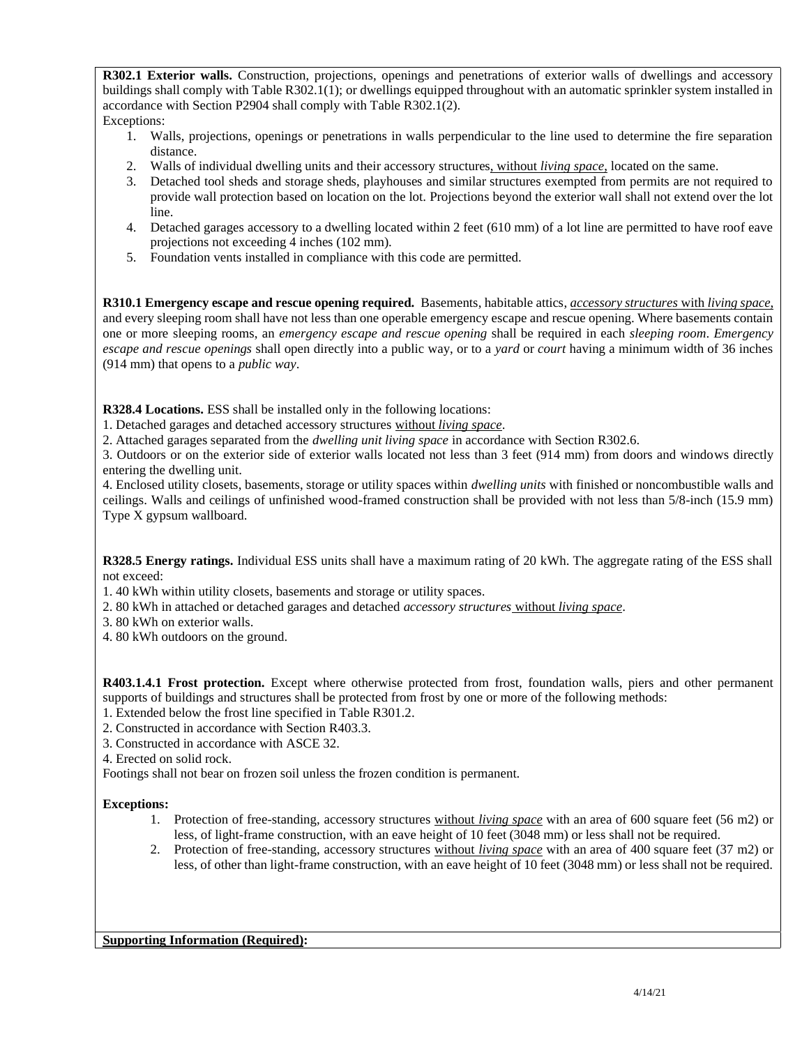**R302.1 Exterior walls.** Construction, projections, openings and penetrations of exterior walls of dwellings and accessory buildings shall comply with Table R302.1(1); or dwellings equipped throughout with an automatic sprinkler system installed in accordance with Section P2904 shall comply with Table R302.1(2).

Exceptions:

1. Walls, projections, openings or penetrations in walls perpendicular to the line used to determine the fire separation distance.
2. Walls of individual dwelling units and their accessory structures, without *living space*, located on the same.
3. Detached tool sheds and storage sheds, playhouses and similar structures exempted from permits are not required to provide wall protection based on location on the lot. Projections beyond the exterior wall shall not extend over the lot line.
4. Detached garages accessory to a dwelling located within 2 feet (610 mm) of a lot line are permitted to have roof eave projections not exceeding 4 inches (102 mm).
5. Foundation vents installed in compliance with this code are permitted.

**R310.1 Emergency escape and rescue opening required.** Basements, habitable attics, *accessory structures* with *living space*, and every sleeping room shall have not less than one operable emergency escape and rescue opening. Where basements contain one or more sleeping rooms, an *emergency escape and rescue opening* shall be required in each *sleeping room*. *Emergency escape and rescue openings* shall open directly into a public way, or to a *yard* or *court* having a minimum width of 36 inches (914 mm) that opens to a *public way*.

**R328.4 Locations.** ESS shall be installed only in the following locations:

1. Detached garages and detached accessory structures without *living space*.
2. Attached garages separated from the *dwelling unit living space* in accordance with Section R302.6.
3. Outdoors or on the exterior side of exterior walls located not less than 3 feet (914 mm) from doors and windows directly entering the dwelling unit.
4. Enclosed utility closets, basements, storage or utility spaces within *dwelling units* with finished or noncombustible walls and ceilings. Walls and ceilings of unfinished wood-framed construction shall be provided with not less than 5/8-inch (15.9 mm) Type X gypsum wallboard.

**R328.5 Energy ratings.** Individual ESS units shall have a maximum rating of 20 kWh. The aggregate rating of the ESS shall not exceed:

1. 40 kWh within utility closets, basements and storage or utility spaces.
2. 80 kWh in attached or detached garages and detached *accessory structures* without *living space*.
3. 80 kWh on exterior walls.
4. 80 kWh outdoors on the ground.

**R403.1.4.1 Frost protection.** Except where otherwise protected from frost, foundation walls, piers and other permanent supports of buildings and structures shall be protected from frost by one or more of the following methods:

1. Extended below the frost line specified in Table R301.2.
2. Constructed in accordance with Section R403.3.
3. Constructed in accordance with ASCE 32.
4. Erected on solid rock.

Footings shall not bear on frozen soil unless the frozen condition is permanent.

**Exceptions:**

1. Protection of free-standing, accessory structures without *living space* with an area of 600 square feet (56 m2) or less, of light-frame construction, with an eave height of 10 feet (3048 mm) or less shall not be required.
2. Protection of free-standing, accessory structures without *living space* with an area of 400 square feet (37 m2) or less, of other than light-frame construction, with an eave height of 10 feet (3048 mm) or less shall not be required.

**Supporting Information (Required):**

4/14/21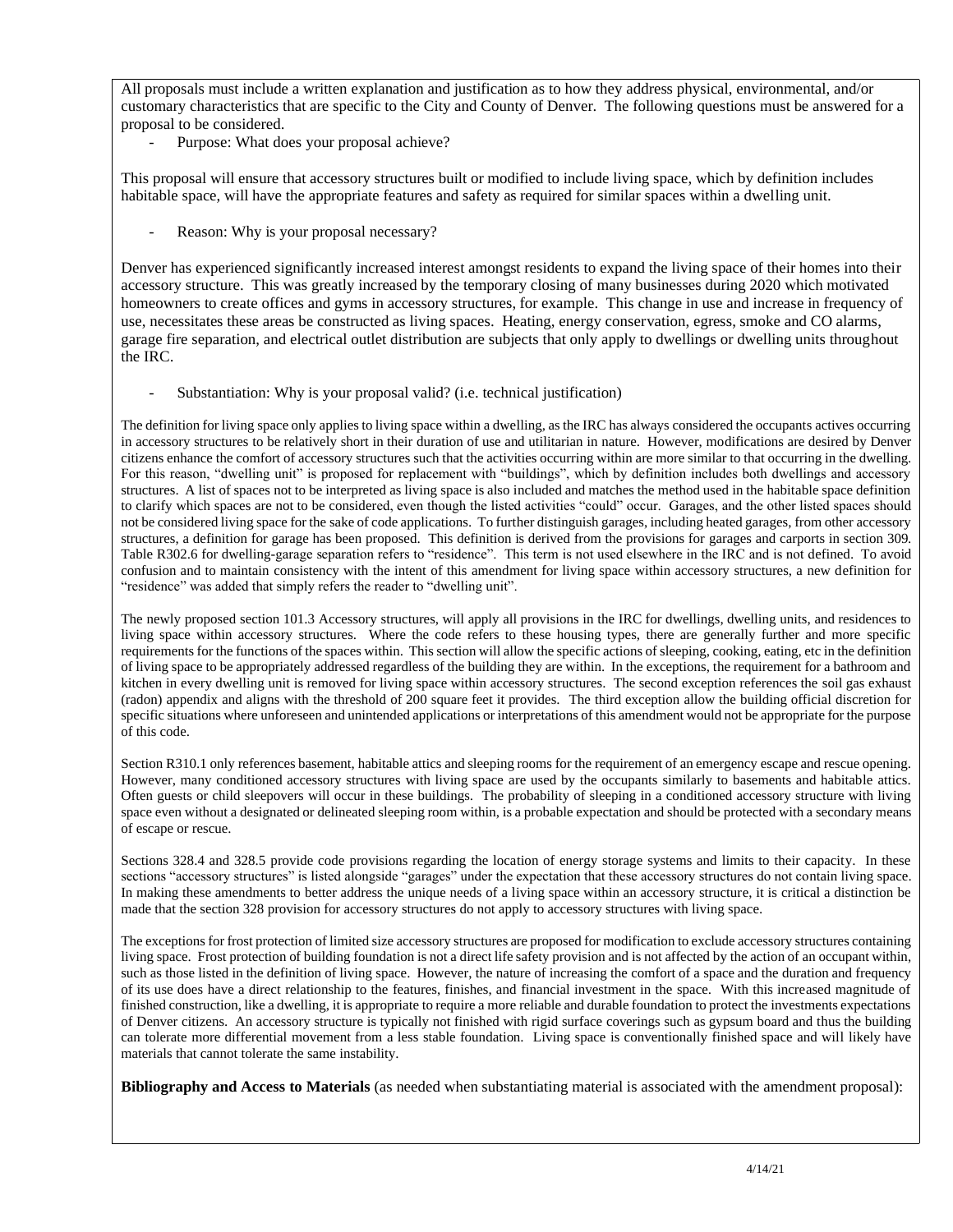All proposals must include a written explanation and justification as to how they address physical, environmental, and/or customary characteristics that are specific to the City and County of Denver. The following questions must be answered for a proposal to be considered.

- Purpose: What does your proposal achieve?

This proposal will ensure that accessory structures built or modified to include living space, which by definition includes habitable space, will have the appropriate features and safety as required for similar spaces within a dwelling unit.

- Reason: Why is your proposal necessary?

Denver has experienced significantly increased interest amongst residents to expand the living space of their homes into their accessory structure. This was greatly increased by the temporary closing of many businesses during 2020 which motivated homeowners to create offices and gyms in accessory structures, for example. This change in use and increase in frequency of use, necessitates these areas be constructed as living spaces. Heating, energy conservation, egress, smoke and CO alarms, garage fire separation, and electrical outlet distribution are subjects that only apply to dwellings or dwelling units throughout the IRC.

- Substantiation: Why is your proposal valid? (i.e. technical justification)

The definition for living space only applies to living space within a dwelling, as the IRC has always considered the occupants actives occurring in accessory structures to be relatively short in their duration of use and utilitarian in nature. However, modifications are desired by Denver citizens enhance the comfort of accessory structures such that the activities occurring within are more similar to that occurring in the dwelling. For this reason, "dwelling unit" is proposed for replacement with "buildings", which by definition includes both dwellings and accessory structures. A list of spaces not to be interpreted as living space is also included and matches the method used in the habitable space definition to clarify which spaces are not to be considered, even though the listed activities "could" occur. Garages, and the other listed spaces should not be considered living space for the sake of code applications. To further distinguish garages, including heated garages, from other accessory structures, a definition for garage has been proposed. This definition is derived from the provisions for garages and carports in section 309. Table R302.6 for dwelling-garage separation refers to "residence". This term is not used elsewhere in the IRC and is not defined. To avoid confusion and to maintain consistency with the intent of this amendment for living space within accessory structures, a new definition for "residence" was added that simply refers the reader to "dwelling unit".

The newly proposed section 101.3 Accessory structures, will apply all provisions in the IRC for dwellings, dwelling units, and residences to living space within accessory structures. Where the code refers to these housing types, there are generally further and more specific requirements for the functions of the spaces within. This section will allow the specific actions of sleeping, cooking, eating, etc in the definition of living space to be appropriately addressed regardless of the building they are within. In the exceptions, the requirement for a bathroom and kitchen in every dwelling unit is removed for living space within accessory structures. The second exception references the soil gas exhaust (radon) appendix and aligns with the threshold of 200 square feet it provides. The third exception allow the building official discretion for specific situations where unforeseen and unintended applications or interpretations of this amendment would not be appropriate for the purpose of this code.

Section R310.1 only references basement, habitable attics and sleeping rooms for the requirement of an emergency escape and rescue opening. However, many conditioned accessory structures with living space are used by the occupants similarly to basements and habitable attics. Often guests or child sleepovers will occur in these buildings. The probability of sleeping in a conditioned accessory structure with living space even without a designated or delineated sleeping room within, is a probable expectation and should be protected with a secondary means of escape or rescue.

Sections 328.4 and 328.5 provide code provisions regarding the location of energy storage systems and limits to their capacity. In these sections "accessory structures" is listed alongside "garages" under the expectation that these accessory structures do not contain living space. In making these amendments to better address the unique needs of a living space within an accessory structure, it is critical a distinction be made that the section 328 provision for accessory structures do not apply to accessory structures with living space.

The exceptions for frost protection of limited size accessory structures are proposed for modification to exclude accessory structures containing living space. Frost protection of building foundation is not a direct life safety provision and is not affected by the action of an occupant within, such as those listed in the definition of living space. However, the nature of increasing the comfort of a space and the duration and frequency of its use does have a direct relationship to the features, finishes, and financial investment in the space. With this increased magnitude of finished construction, like a dwelling, it is appropriate to require a more reliable and durable foundation to protect the investments expectations of Denver citizens. An accessory structure is typically not finished with rigid surface coverings such as gypsum board and thus the building can tolerate more differential movement from a less stable foundation. Living space is conventionally finished space and will likely have materials that cannot tolerate the same instability.

**Bibliography and Access to Materials** (as needed when substantiating material is associated with the amendment proposal):

4/14/21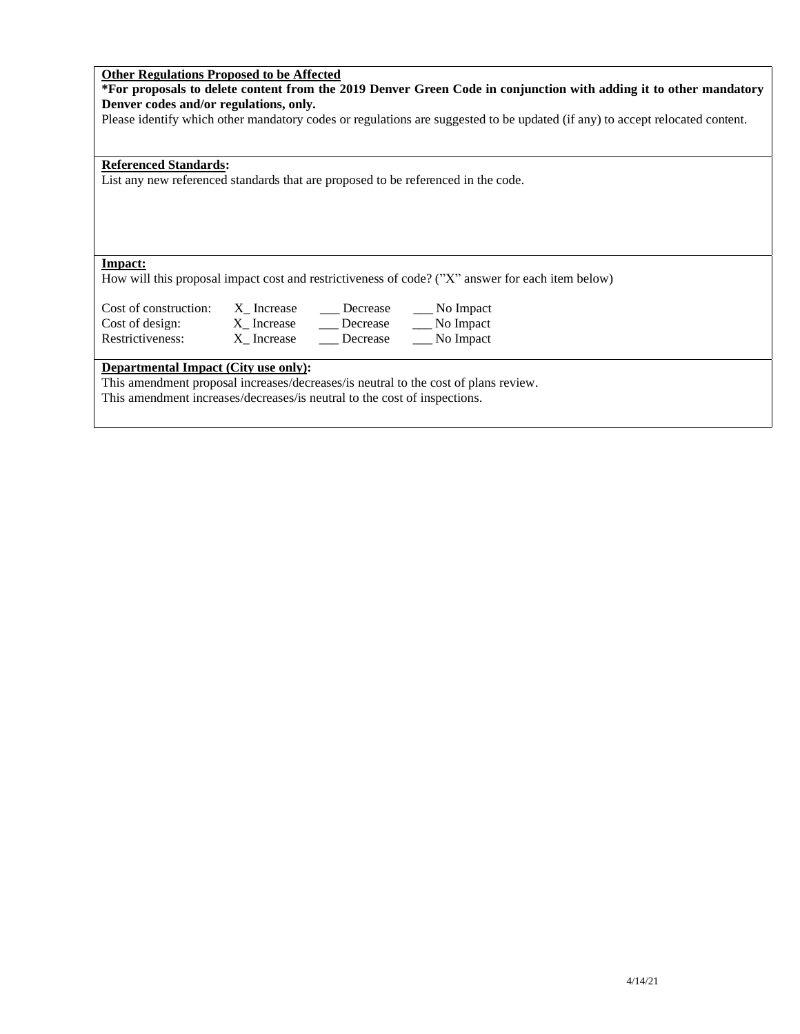**Other Regulations Proposed to be Affected**

***For proposals to delete content from the 2019 Denver Green Code in conjunction with adding it to other mandatory Denver codes and/or regulations, only.**

Please identify which other mandatory codes or regulations are suggested to be updated (if any) to accept relocated content.

**Referenced Standards:**

List any new referenced standards that are proposed to be referenced in the code.

**Impact:**

How will this proposal impact cost and restrictiveness of code? ("X" answer for each item below)

| | | | |
|---|---|---|---|
| Cost of construction: | X_ Increase | ___ Decrease | ___ No Impact |
| Cost of design: | X_ Increase | ___ Decrease | ___ No Impact |
| Restrictiveness: | X_ Increase | ___ Decrease | ___ No Impact |

**Departmental Impact (City use only):**

This amendment proposal increases/decreases/is neutral to the cost of plans review.

This amendment increases/decreases/is neutral to the cost of inspections.